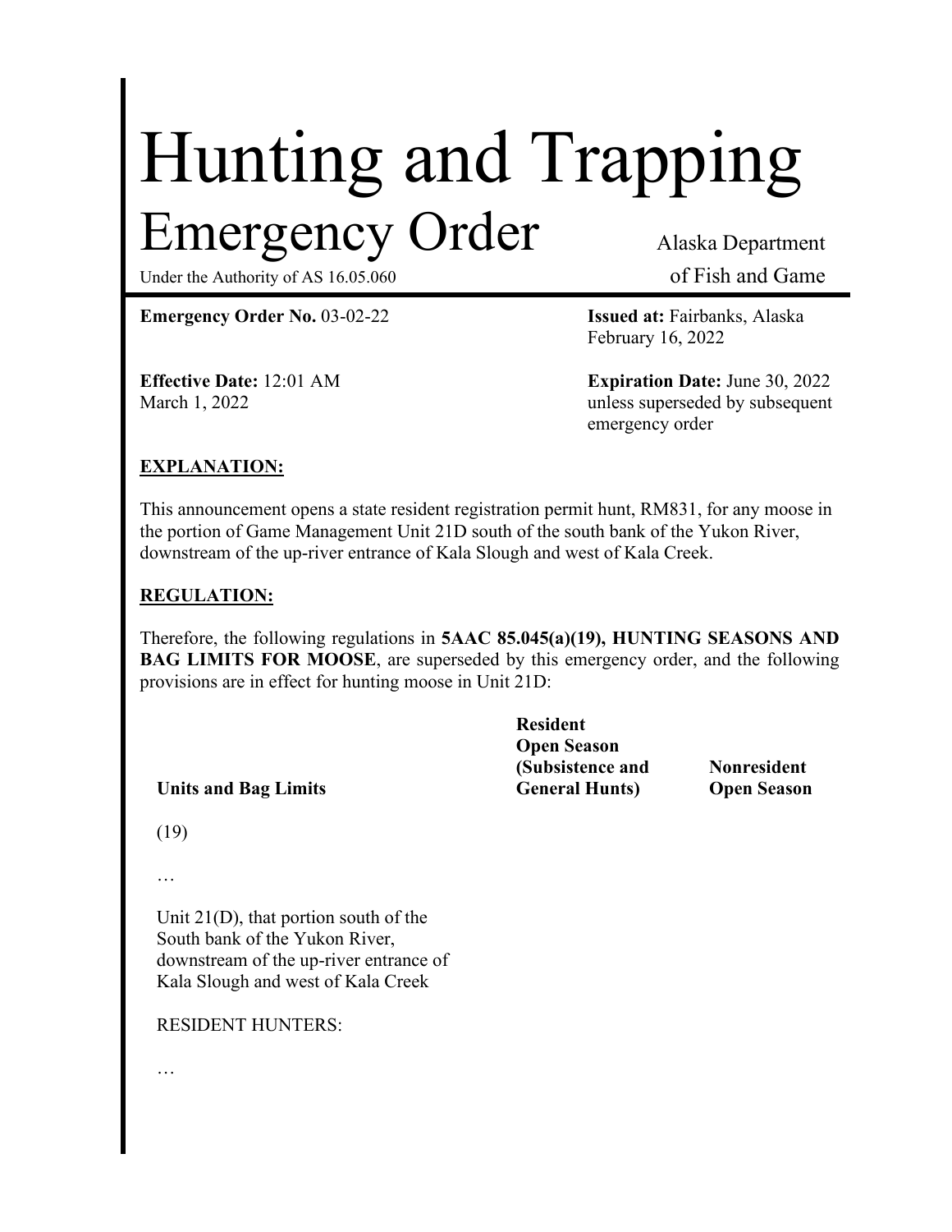# Hunting and Trapping

## Emergency Order

Under the Authority of AS 16.05.060

Alaska Department of Fish and Game

**Emergency Order No.** 03-02-22

**Issued at:** Fairbanks, Alaska
February 16, 2022

**Effective Date:** 12:01 AM
March 1, 2022

**Expiration Date:** June 30, 2022
unless superseded by subsequent emergency order

**EXPLANATION:**

This announcement opens a state resident registration permit hunt, RM831, for any moose in the portion of Game Management Unit 21D south of the south bank of the Yukon River, downstream of the up-river entrance of Kala Slough and west of Kala Creek.

**REGULATION:**

Therefore, the following regulations in **5AAC 85.045(a)(19), HUNTING SEASONS AND BAG LIMITS FOR MOOSE**, are superseded by this emergency order, and the following provisions are in effect for hunting moose in Unit 21D:

| Units and Bag Limits | Resident Open Season (Subsistence and General Hunts) | Nonresident Open Season |
| --- | --- | --- |
| (19) | | |
| … | | |
| Unit 21(D), that portion south of the South bank of the Yukon River, downstream of the up-river entrance of Kala Slough and west of Kala Creek | | |
| RESIDENT HUNTERS: | | |
| … | | |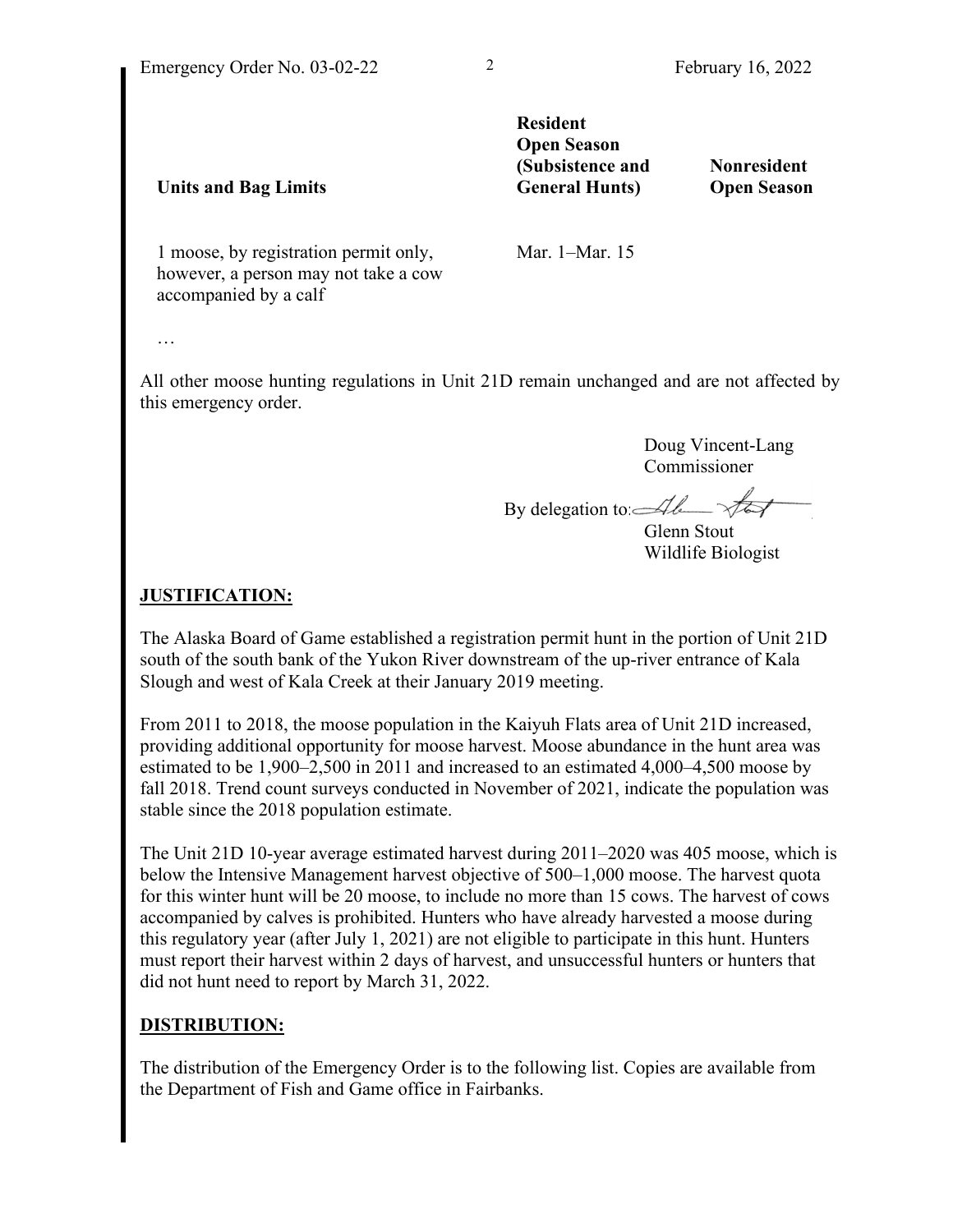| Units and Bag Limits | Resident Open Season (Subsistence and General Hunts) | Nonresident Open Season |
| --- | --- | --- |
| 1 moose, by registration permit only, however, a person may not take a cow accompanied by a calf | Mar. 1–Mar. 15 | |

…

All other moose hunting regulations in Unit 21D remain unchanged and are not affected by this emergency order.

Doug Vincent-Lang
Commissioner

By delegation to:

Glenn Stout
Wildlife Biologist

## JUSTIFICATION:

The Alaska Board of Game established a registration permit hunt in the portion of Unit 21D south of the south bank of the Yukon River downstream of the up-river entrance of Kala Slough and west of Kala Creek at their January 2019 meeting.

From 2011 to 2018, the moose population in the Kaiyuh Flats area of Unit 21D increased, providing additional opportunity for moose harvest. Moose abundance in the hunt area was estimated to be 1,900–2,500 in 2011 and increased to an estimated 4,000–4,500 moose by fall 2018. Trend count surveys conducted in November of 2021, indicate the population was stable since the 2018 population estimate.

The Unit 21D 10-year average estimated harvest during 2011–2020 was 405 moose, which is below the Intensive Management harvest objective of 500–1,000 moose. The harvest quota for this winter hunt will be 20 moose, to include no more than 15 cows. The harvest of cows accompanied by calves is prohibited. Hunters who have already harvested a moose during this regulatory year (after July 1, 2021) are not eligible to participate in this hunt. Hunters must report their harvest within 2 days of harvest, and unsuccessful hunters or hunters that did not hunt need to report by March 31, 2022.

## DISTRIBUTION:

The distribution of the Emergency Order is to the following list. Copies are available from the Department of Fish and Game office in Fairbanks.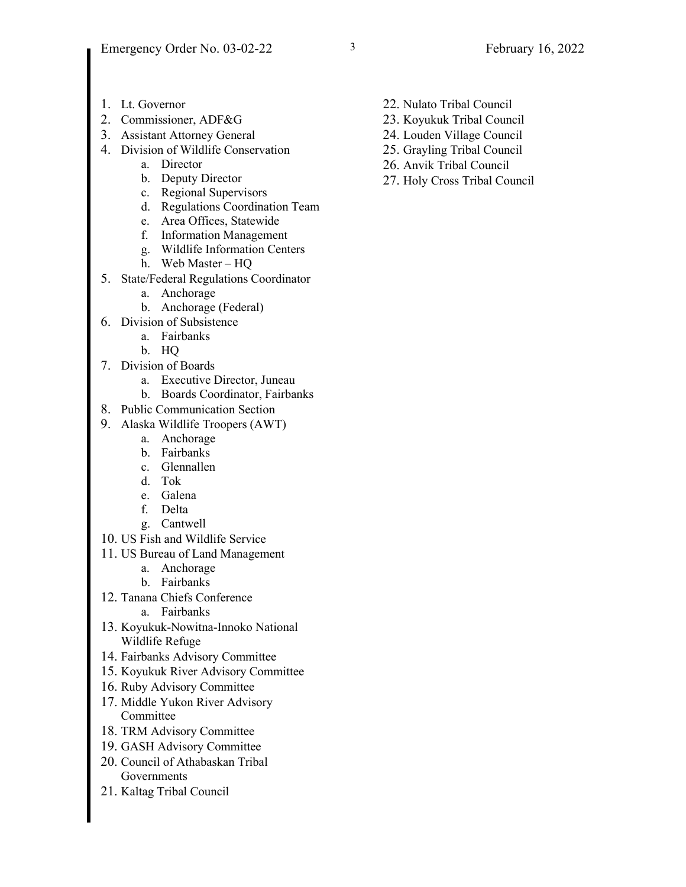1. Lt. Governor
2. Commissioner, ADF&G
3. Assistant Attorney General
4. Division of Wildlife Conservation
    a. Director
    b. Deputy Director
    c. Regional Supervisors
    d. Regulations Coordination Team
    e. Area Offices, Statewide
    f. Information Management
    g. Wildlife Information Centers
    h. Web Master – HQ
5. State/Federal Regulations Coordinator
    a. Anchorage
    b. Anchorage (Federal)
6. Division of Subsistence
    a. Fairbanks
    b. HQ
7. Division of Boards
    a. Executive Director, Juneau
    b. Boards Coordinator, Fairbanks
8. Public Communication Section
9. Alaska Wildlife Troopers (AWT)
    a. Anchorage
    b. Fairbanks
    c. Glennallen
    d. Tok
    e. Galena
    f. Delta
    g. Cantwell
10. US Fish and Wildlife Service
11. US Bureau of Land Management
    a. Anchorage
    b. Fairbanks
12. Tanana Chiefs Conference
    a. Fairbanks
13. Koyukuk-Nowitna-Innoko National Wildlife Refuge
14. Fairbanks Advisory Committee
15. Koyukuk River Advisory Committee
16. Ruby Advisory Committee
17. Middle Yukon River Advisory Committee
18. TRM Advisory Committee
19. GASH Advisory Committee
20. Council of Athabaskan Tribal Governments
21. Kaltag Tribal Council
22. Nulato Tribal Council
23. Koyukuk Tribal Council
24. Louden Village Council
25. Grayling Tribal Council
26. Anvik Tribal Council
27. Holy Cross Tribal Council